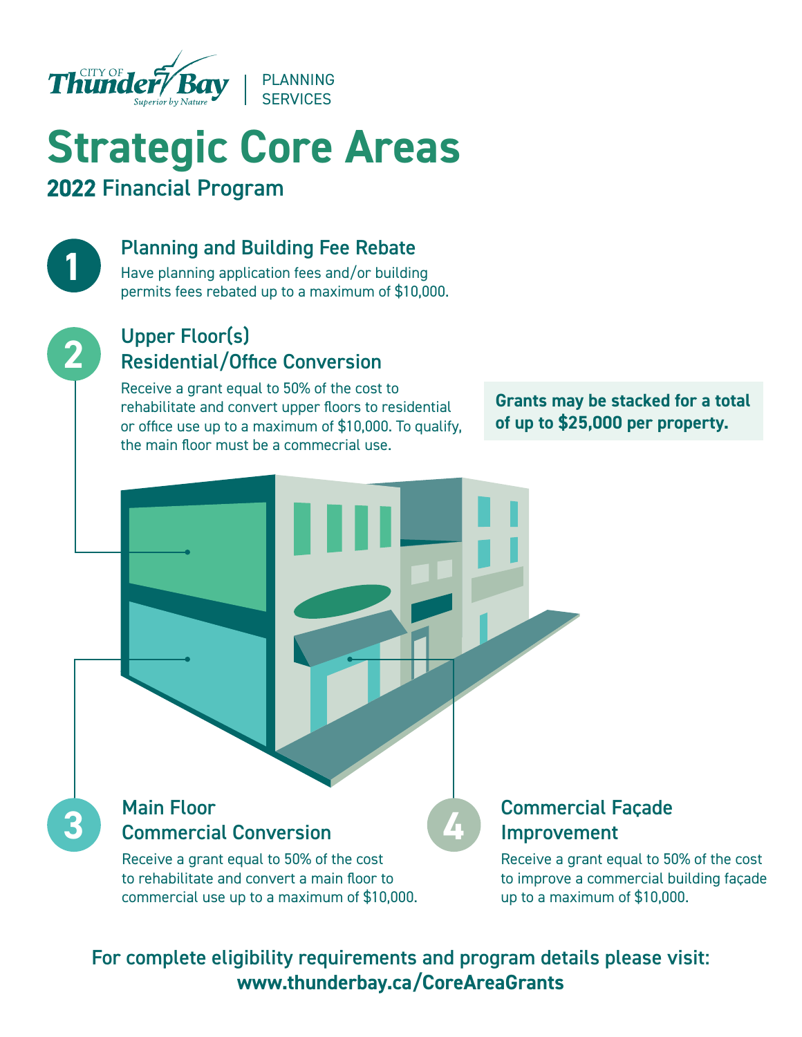CITY OF Thunder Bay — Superior by Nature | PLANNING SERVICES

# Strategic Core Areas

## 2022 Financial Program

### 1 Planning and Building Fee Rebate

Have planning application fees and/or building permits fees rebated up to a maximum of $10,000.

### 2 Upper Floor(s) Residential/Office Conversion

Receive a grant equal to 50% of the cost to rehabilitate and convert upper floors to residential or office use up to a maximum of $10,000. To qualify, the main floor must be a commercial use.

**Grants may be stacked for a total of up to $25,000 per property.**

### 3 Main Floor Commercial Conversion

Receive a grant equal to 50% of the cost to rehabilitate and convert a main floor to commercial use up to a maximum of $10,000.

### 4 Commercial Façade Improvement

Receive a grant equal to 50% of the cost to improve a commercial building façade up to a maximum of $10,000.

**For complete eligibility requirements and program details please visit:**
**www.thunderbay.ca/CoreAreaGrants**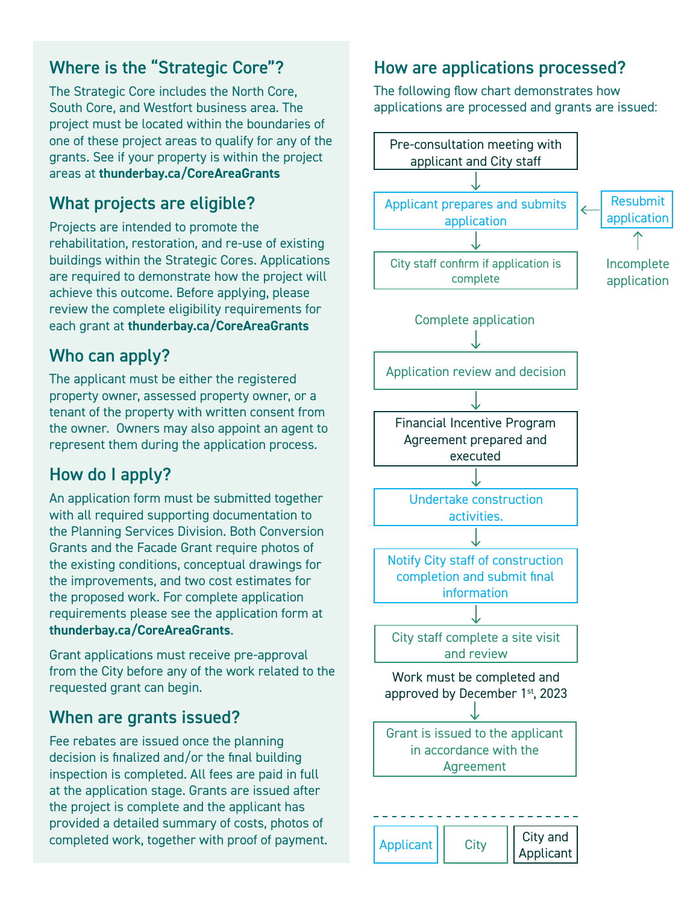## Where is the “Strategic Core”?

The Strategic Core includes the North Core, South Core, and Westfort business area. The project must be located within the boundaries of one of these project areas to qualify for any of the grants. See if your property is within the project areas at **thunderbay.ca/CoreAreaGrants**

## What projects are eligible?

Projects are intended to promote the rehabilitation, restoration, and re-use of existing buildings within the Strategic Cores. Applications are required to demonstrate how the project will achieve this outcome. Before applying, please review the complete eligibility requirements for each grant at **thunderbay.ca/CoreAreaGrants**

## Who can apply?

The applicant must be either the registered property owner, assessed property owner, or a tenant of the property with written consent from the owner. Owners may also appoint an agent to represent them during the application process.

## How do I apply?

An application form must be submitted together with all required supporting documentation to the Planning Services Division. Both Conversion Grants and the Facade Grant require photos of the existing conditions, conceptual drawings for the improvements, and two cost estimates for the proposed work. For complete application requirements please see the application form at **thunderbay.ca/CoreAreaGrants**.

Grant applications must receive pre-approval from the City before any of the work related to the requested grant can begin.

## When are grants issued?

Fee rebates are issued once the planning decision is finalized and/or the final building inspection is completed. All fees are paid in full at the application stage. Grants are issued after the project is complete and the applicant has provided a detailed summary of costs, photos of completed work, together with proof of payment.

## How are applications processed?

The following flow chart demonstrates how applications are processed and grants are issued:

Pre-consultation meeting with applicant and City staff

↓

Applicant prepares and submits application ← Resubmit application

↓

City staff confirm if application is complete → Incomplete application → Resubmit application

Complete application

↓

Application review and decision

↓

Financial Incentive Program Agreement prepared and executed

↓

Undertake construction activities.

↓

Notify City staff of construction completion and submit final information

↓

City staff complete a site visit and review

Work must be completed and approved by December 1st, 2023

↓

Grant is issued to the applicant in accordance with the Agreement

Applicant | City | City and Applicant